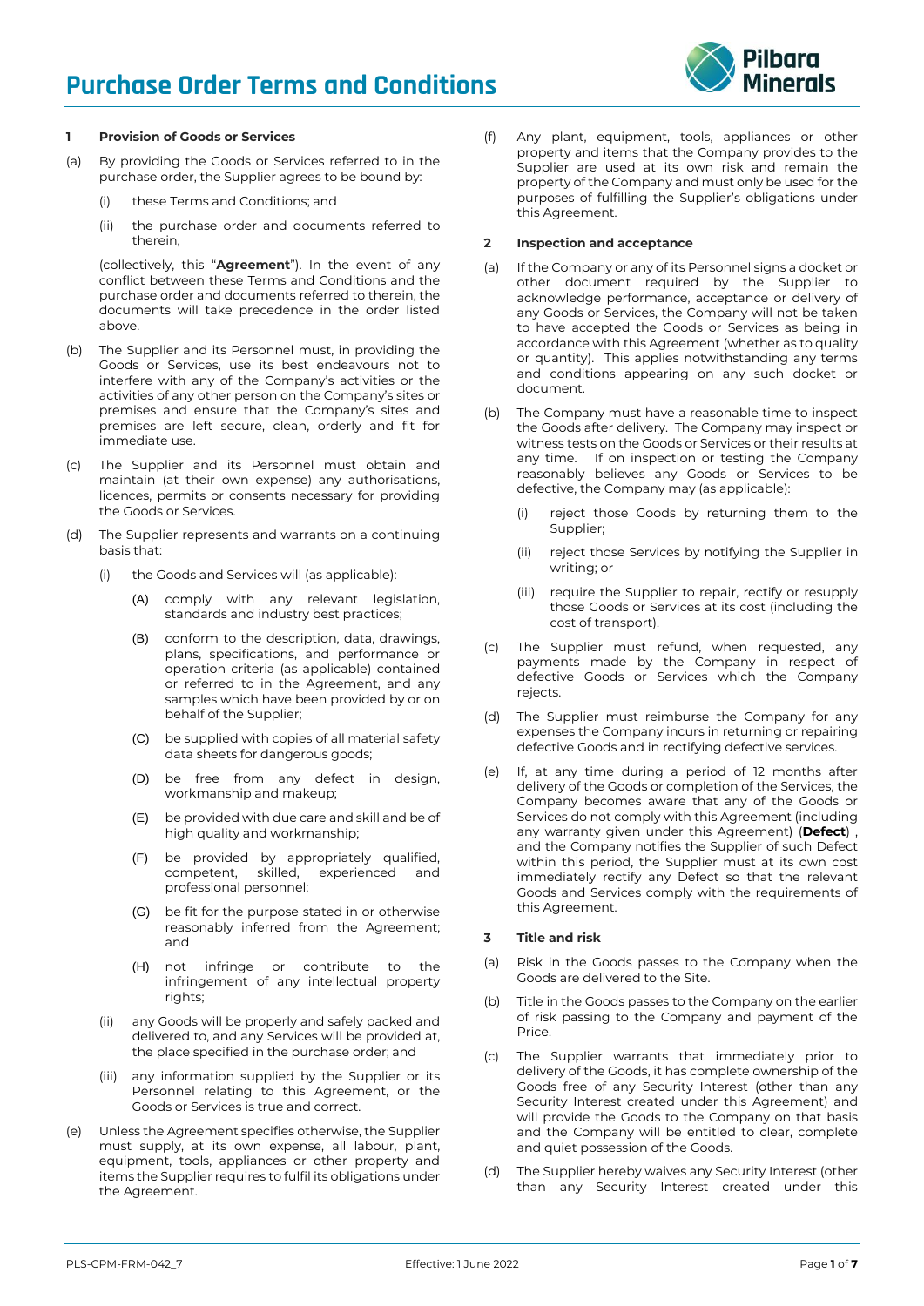# Purchase Order Terms and Conditions

### 1 Provision of Goods or Services

(a) By providing the Goods or Services referred to in the purchase order, the Supplier agrees to be bound by:

(i) these Terms and Conditions; and

(ii) the purchase order and documents referred to therein,

(collectively, this "**Agreement**"). In the event of any conflict between these Terms and Conditions and the purchase order and documents referred to therein, the documents will take precedence in the order listed above.

(b) The Supplier and its Personnel must, in providing the Goods or Services, use its best endeavours not to interfere with any of the Company's activities or the activities of any other person on the Company's sites or premises and ensure that the Company's sites and premises are left secure, clean, orderly and fit for immediate use.

(c) The Supplier and its Personnel must obtain and maintain (at their own expense) any authorisations, licences, permits or consents necessary for providing the Goods or Services.

(d) The Supplier represents and warrants on a continuing basis that:

(i) the Goods and Services will (as applicable):

(A) comply with any relevant legislation, standards and industry best practices;

(B) conform to the description, data, drawings, plans, specifications, and performance or operation criteria (as applicable) contained or referred to in the Agreement, and any samples which have been provided by or on behalf of the Supplier;

(C) be supplied with copies of all material safety data sheets for dangerous goods;

(D) be free from any defect in design, workmanship and makeup;

(E) be provided with due care and skill and be of high quality and workmanship;

(F) be provided by appropriately qualified, competent, skilled, experienced and professional personnel;

(G) be fit for the purpose stated in or otherwise reasonably inferred from the Agreement; and

(H) not infringe or contribute to the infringement of any intellectual property rights;

(ii) any Goods will be properly and safely packed and delivered to, and any Services will be provided at, the place specified in the purchase order; and

(iii) any information supplied by the Supplier or its Personnel relating to this Agreement, or the Goods or Services is true and correct.

(e) Unless the Agreement specifies otherwise, the Supplier must supply, at its own expense, all labour, plant, equipment, tools, appliances or other property and items the Supplier requires to fulfil its obligations under the Agreement.

(f) Any plant, equipment, tools, appliances or other property and items that the Company provides to the Supplier are used at its own risk and remain the property of the Company and must only be used for the purposes of fulfilling the Supplier's obligations under this Agreement.

### 2 Inspection and acceptance

(a) If the Company or any of its Personnel signs a docket or other document required by the Supplier to acknowledge performance, acceptance or delivery of any Goods or Services, the Company will not be taken to have accepted the Goods or Services as being in accordance with this Agreement (whether as to quality or quantity). This applies notwithstanding any terms and conditions appearing on any such docket or document.

(b) The Company must have a reasonable time to inspect the Goods after delivery. The Company may inspect or witness tests on the Goods or Services or their results at any time. If on inspection or testing the Company reasonably believes any Goods or Services to be defective, the Company may (as applicable):

(i) reject those Goods by returning them to the Supplier;

(ii) reject those Services by notifying the Supplier in writing; or

(iii) require the Supplier to repair, rectify or resupply those Goods or Services at its cost (including the cost of transport).

(c) The Supplier must refund, when requested, any payments made by the Company in respect of defective Goods or Services which the Company rejects.

(d) The Supplier must reimburse the Company for any expenses the Company incurs in returning or repairing defective Goods and in rectifying defective services.

(e) If, at any time during a period of 12 months after delivery of the Goods or completion of the Services, the Company becomes aware that any of the Goods or Services do not comply with this Agreement (including any warranty given under this Agreement) (**Defect**) , and the Company notifies the Supplier of such Defect within this period, the Supplier must at its own cost immediately rectify any Defect so that the relevant Goods and Services comply with the requirements of this Agreement.

### 3 Title and risk

(a) Risk in the Goods passes to the Company when the Goods are delivered to the Site.

(b) Title in the Goods passes to the Company on the earlier of risk passing to the Company and payment of the Price.

(c) The Supplier warrants that immediately prior to delivery of the Goods, it has complete ownership of the Goods free of any Security Interest (other than any Security Interest created under this Agreement) and will provide the Goods to the Company on that basis and the Company will be entitled to clear, complete and quiet possession of the Goods.

(d) The Supplier hereby waives any Security Interest (other than any Security Interest created under this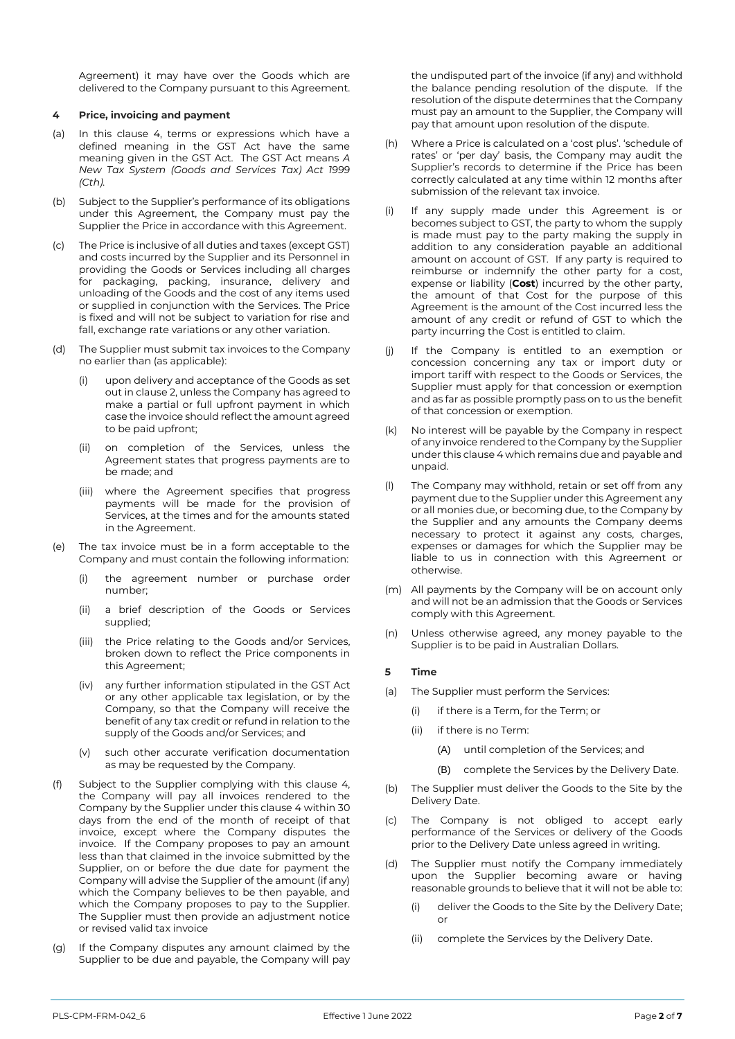Agreement) it may have over the Goods which are delivered to the Company pursuant to this Agreement.

#### 4 Price, invoicing and payment

(a) In this clause 4, terms or expressions which have a defined meaning in the GST Act have the same meaning given in the GST Act. The GST Act means *A New Tax System (Goods and Services Tax) Act 1999 (Cth)*.

(b) Subject to the Supplier's performance of its obligations under this Agreement, the Company must pay the Supplier the Price in accordance with this Agreement.

(c) The Price is inclusive of all duties and taxes (except GST) and costs incurred by the Supplier and its Personnel in providing the Goods or Services including all charges for packaging, packing, insurance, delivery and unloading of the Goods and the cost of any items used or supplied in conjunction with the Services. The Price is fixed and will not be subject to variation for rise and fall, exchange rate variations or any other variation.

(d) The Supplier must submit tax invoices to the Company no earlier than (as applicable):

   (i) upon delivery and acceptance of the Goods as set out in clause 2, unless the Company has agreed to make a partial or full upfront payment in which case the invoice should reflect the amount agreed to be paid upfront;

   (ii) on completion of the Services, unless the Agreement states that progress payments are to be made; and

   (iii) where the Agreement specifies that progress payments will be made for the provision of Services, at the times and for the amounts stated in the Agreement.

(e) The tax invoice must be in a form acceptable to the Company and must contain the following information:

   (i) the agreement number or purchase order number;

   (ii) a brief description of the Goods or Services supplied;

   (iii) the Price relating to the Goods and/or Services, broken down to reflect the Price components in this Agreement;

   (iv) any further information stipulated in the GST Act or any other applicable tax legislation, or by the Company, so that the Company will receive the benefit of any tax credit or refund in relation to the supply of the Goods and/or Services; and

   (v) such other accurate verification documentation as may be requested by the Company.

(f) Subject to the Supplier complying with this clause 4, the Company will pay all invoices rendered to the Company by the Supplier under this clause 4 within 30 days from the end of the month of receipt of that invoice, except where the Company disputes the invoice. If the Company proposes to pay an amount less than that claimed in the invoice submitted by the Supplier, on or before the due date for payment the Company will advise the Supplier of the amount (if any) which the Company believes to be then payable, and which the Company proposes to pay to the Supplier. The Supplier must then provide an adjustment notice or revised valid tax invoice

(g) If the Company disputes any amount claimed by the Supplier to be due and payable, the Company will pay the undisputed part of the invoice (if any) and withhold the balance pending resolution of the dispute. If the resolution of the dispute determines that the Company must pay an amount to the Supplier, the Company will pay that amount upon resolution of the dispute.

(h) Where a Price is calculated on a 'cost plus'. 'schedule of rates' or 'per day' basis, the Company may audit the Supplier's records to determine if the Price has been correctly calculated at any time within 12 months after submission of the relevant tax invoice.

(i) If any supply made under this Agreement is or becomes subject to GST, the party to whom the supply is made must pay to the party making the supply in addition to any consideration payable an additional amount on account of GST. If any party is required to reimburse or indemnify the other party for a cost, expense or liability (**Cost**) incurred by the other party, the amount of that Cost for the purpose of this Agreement is the amount of the Cost incurred less the amount of any credit or refund of GST to which the party incurring the Cost is entitled to claim.

(j) If the Company is entitled to an exemption or concession concerning any tax or import duty or import tariff with respect to the Goods or Services, the Supplier must apply for that concession or exemption and as far as possible promptly pass on to us the benefit of that concession or exemption.

(k) No interest will be payable by the Company in respect of any invoice rendered to the Company by the Supplier under this clause 4 which remains due and payable and unpaid.

(l) The Company may withhold, retain or set off from any payment due to the Supplier under this Agreement any or all monies due, or becoming due, to the Company by the Supplier and any amounts the Company deems necessary to protect it against any costs, charges, expenses or damages for which the Supplier may be liable to us in connection with this Agreement or otherwise.

(m) All payments by the Company will be on account only and will not be an admission that the Goods or Services comply with this Agreement.

(n) Unless otherwise agreed, any money payable to the Supplier is to be paid in Australian Dollars.

#### 5 Time

(a) The Supplier must perform the Services:

   (i) if there is a Term, for the Term; or

   (ii) if there is no Term:

      (A) until completion of the Services; and

      (B) complete the Services by the Delivery Date.

(b) The Supplier must deliver the Goods to the Site by the Delivery Date.

(c) The Company is not obliged to accept early performance of the Services or delivery of the Goods prior to the Delivery Date unless agreed in writing.

(d) The Supplier must notify the Company immediately upon the Supplier becoming aware or having reasonable grounds to believe that it will not be able to:

   (i) deliver the Goods to the Site by the Delivery Date; or

   (ii) complete the Services by the Delivery Date.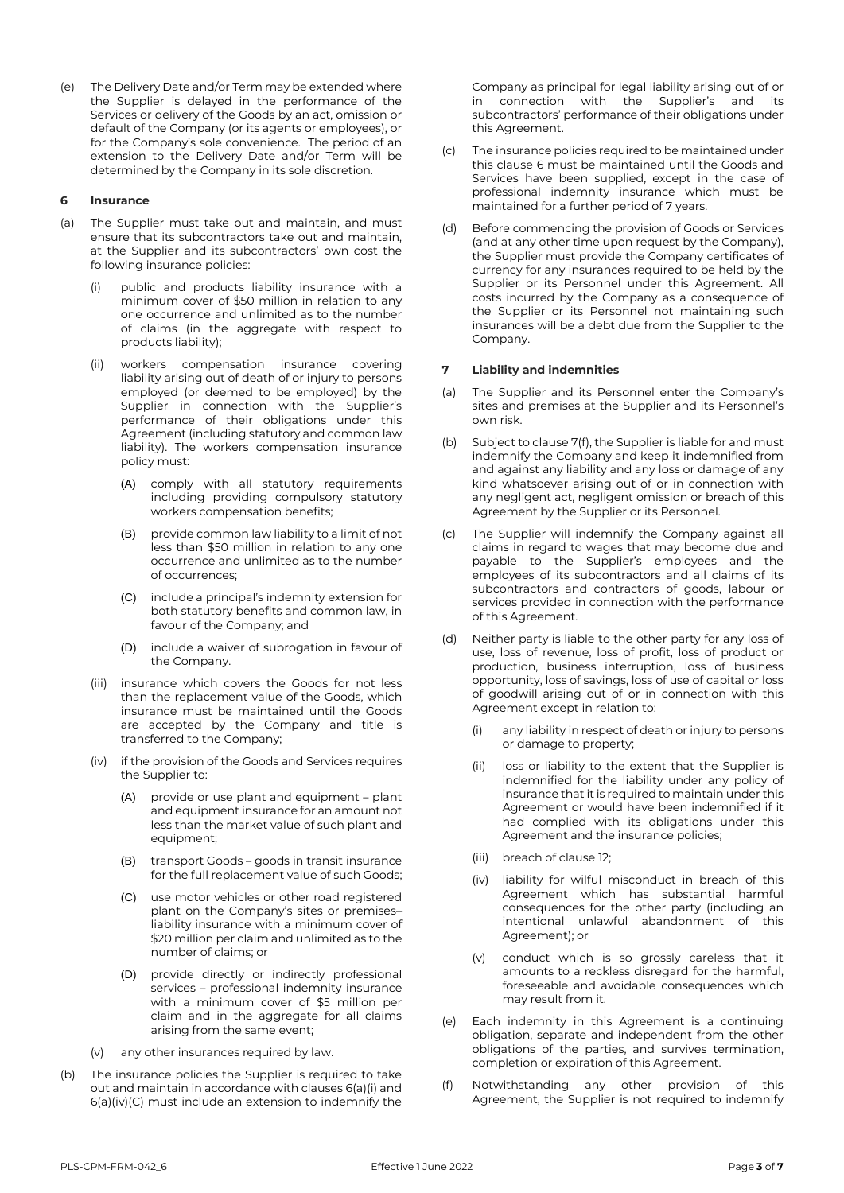(e) The Delivery Date and/or Term may be extended where the Supplier is delayed in the performance of the Services or delivery of the Goods by an act, omission or default of the Company (or its agents or employees), or for the Company's sole convenience. The period of an extension to the Delivery Date and/or Term will be determined by the Company in its sole discretion.

## 6 Insurance

(a) The Supplier must take out and maintain, and must ensure that its subcontractors take out and maintain, at the Supplier and its subcontractors' own cost the following insurance policies:

   (i) public and products liability insurance with a minimum cover of $50 million in relation to any one occurrence and unlimited as to the number of claims (in the aggregate with respect to products liability);

   (ii) workers compensation insurance covering liability arising out of death of or injury to persons employed (or deemed to be employed) by the Supplier in connection with the Supplier's performance of their obligations under this Agreement (including statutory and common law liability). The workers compensation insurance policy must:

      (A) comply with all statutory requirements including providing compulsory statutory workers compensation benefits;

      (B) provide common law liability to a limit of not less than $50 million in relation to any one occurrence and unlimited as to the number of occurrences;

      (C) include a principal's indemnity extension for both statutory benefits and common law, in favour of the Company; and

      (D) include a waiver of subrogation in favour of the Company.

   (iii) insurance which covers the Goods for not less than the replacement value of the Goods, which insurance must be maintained until the Goods are accepted by the Company and title is transferred to the Company;

   (iv) if the provision of the Goods and Services requires the Supplier to:

      (A) provide or use plant and equipment – plant and equipment insurance for an amount not less than the market value of such plant and equipment;

      (B) transport Goods – goods in transit insurance for the full replacement value of such Goods;

      (C) use motor vehicles or other road registered plant on the Company's sites or premises– liability insurance with a minimum cover of $20 million per claim and unlimited as to the number of claims; or

      (D) provide directly or indirectly professional services – professional indemnity insurance with a minimum cover of $5 million per claim and in the aggregate for all claims arising from the same event;

   (v) any other insurances required by law.

(b) The insurance policies the Supplier is required to take out and maintain in accordance with clauses 6(a)(i) and 6(a)(iv)(C) must include an extension to indemnify the Company as principal for legal liability arising out of or in connection with the Supplier's and its subcontractors' performance of their obligations under this Agreement.

(c) The insurance policies required to be maintained under this clause 6 must be maintained until the Goods and Services have been supplied, except in the case of professional indemnity insurance which must be maintained for a further period of 7 years.

(d) Before commencing the provision of Goods or Services (and at any other time upon request by the Company), the Supplier must provide the Company certificates of currency for any insurances required to be held by the Supplier or its Personnel under this Agreement. All costs incurred by the Company as a consequence of the Supplier or its Personnel not maintaining such insurances will be a debt due from the Supplier to the Company.

## 7 Liability and indemnities

(a) The Supplier and its Personnel enter the Company's sites and premises at the Supplier and its Personnel's own risk.

(b) Subject to clause 7(f), the Supplier is liable for and must indemnify the Company and keep it indemnified from and against any liability and any loss or damage of any kind whatsoever arising out of or in connection with any negligent act, negligent omission or breach of this Agreement by the Supplier or its Personnel.

(c) The Supplier will indemnify the Company against all claims in regard to wages that may become due and payable to the Supplier's employees and the employees of its subcontractors and all claims of its subcontractors and contractors of goods, labour or services provided in connection with the performance of this Agreement.

(d) Neither party is liable to the other party for any loss of use, loss of revenue, loss of profit, loss of product or production, business interruption, loss of business opportunity, loss of savings, loss of use of capital or loss of goodwill arising out of or in connection with this Agreement except in relation to:

   (i) any liability in respect of death or injury to persons or damage to property;

   (ii) loss or liability to the extent that the Supplier is indemnified for the liability under any policy of insurance that it is required to maintain under this Agreement or would have been indemnified if it had complied with its obligations under this Agreement and the insurance policies;

   (iii) breach of clause 12;

   (iv) liability for wilful misconduct in breach of this Agreement which has substantial harmful consequences for the other party (including an intentional unlawful abandonment of this Agreement); or

   (v) conduct which is so grossly careless that it amounts to a reckless disregard for the harmful, foreseeable and avoidable consequences which may result from it.

(e) Each indemnity in this Agreement is a continuing obligation, separate and independent from the other obligations of the parties, and survives termination, completion or expiration of this Agreement.

(f) Notwithstanding any other provision of this Agreement, the Supplier is not required to indemnify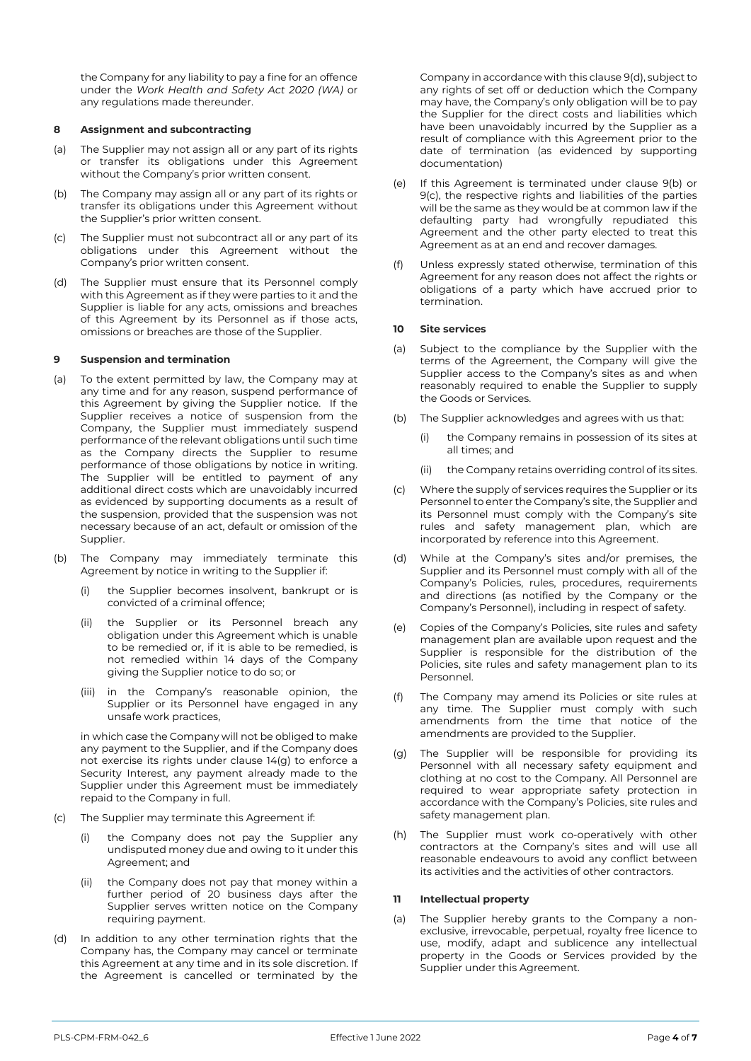the Company for any liability to pay a fine for an offence under the *Work Health and Safety Act 2020 (WA)* or any regulations made thereunder.

## 8 Assignment and subcontracting

(a) The Supplier may not assign all or any part of its rights or transfer its obligations under this Agreement without the Company's prior written consent.

(b) The Company may assign all or any part of its rights or transfer its obligations under this Agreement without the Supplier's prior written consent.

(c) The Supplier must not subcontract all or any part of its obligations under this Agreement without the Company's prior written consent.

(d) The Supplier must ensure that its Personnel comply with this Agreement as if they were parties to it and the Supplier is liable for any acts, omissions and breaches of this Agreement by its Personnel as if those acts, omissions or breaches are those of the Supplier.

## 9 Suspension and termination

(a) To the extent permitted by law, the Company may at any time and for any reason, suspend performance of this Agreement by giving the Supplier notice. If the Supplier receives a notice of suspension from the Company, the Supplier must immediately suspend performance of the relevant obligations until such time as the Company directs the Supplier to resume performance of those obligations by notice in writing. The Supplier will be entitled to payment of any additional direct costs which are unavoidably incurred as evidenced by supporting documents as a result of the suspension, provided that the suspension was not necessary because of an act, default or omission of the Supplier.

(b) The Company may immediately terminate this Agreement by notice in writing to the Supplier if:

   (i) the Supplier becomes insolvent, bankrupt or is convicted of a criminal offence;

   (ii) the Supplier or its Personnel breach any obligation under this Agreement which is unable to be remedied or, if it is able to be remedied, is not remedied within 14 days of the Company giving the Supplier notice to do so; or

   (iii) in the Company's reasonable opinion, the Supplier or its Personnel have engaged in any unsafe work practices,

   in which case the Company will not be obliged to make any payment to the Supplier, and if the Company does not exercise its rights under clause 14(g) to enforce a Security Interest, any payment already made to the Supplier under this Agreement must be immediately repaid to the Company in full.

(c) The Supplier may terminate this Agreement if:

   (i) the Company does not pay the Supplier any undisputed money due and owing to it under this Agreement; and

   (ii) the Company does not pay that money within a further period of 20 business days after the Supplier serves written notice on the Company requiring payment.

(d) In addition to any other termination rights that the Company has, the Company may cancel or terminate this Agreement at any time and in its sole discretion. If the Agreement is cancelled or terminated by the Company in accordance with this clause 9(d), subject to any rights of set off or deduction which the Company may have, the Company's only obligation will be to pay the Supplier for the direct costs and liabilities which have been unavoidably incurred by the Supplier as a result of compliance with this Agreement prior to the date of termination (as evidenced by supporting documentation)

(e) If this Agreement is terminated under clause 9(b) or 9(c), the respective rights and liabilities of the parties will be the same as they would be at common law if the defaulting party had wrongfully repudiated this Agreement and the other party elected to treat this Agreement as at an end and recover damages.

(f) Unless expressly stated otherwise, termination of this Agreement for any reason does not affect the rights or obligations of a party which have accrued prior to termination.

## 10 Site services

(a) Subject to the compliance by the Supplier with the terms of the Agreement, the Company will give the Supplier access to the Company's sites as and when reasonably required to enable the Supplier to supply the Goods or Services.

(b) The Supplier acknowledges and agrees with us that:

   (i) the Company remains in possession of its sites at all times; and

   (ii) the Company retains overriding control of its sites.

(c) Where the supply of services requires the Supplier or its Personnel to enter the Company's site, the Supplier and its Personnel must comply with the Company's site rules and safety management plan, which are incorporated by reference into this Agreement.

(d) While at the Company's sites and/or premises, the Supplier and its Personnel must comply with all of the Company's Policies, rules, procedures, requirements and directions (as notified by the Company or the Company's Personnel), including in respect of safety.

(e) Copies of the Company's Policies, site rules and safety management plan are available upon request and the Supplier is responsible for the distribution of the Policies, site rules and safety management plan to its Personnel.

(f) The Company may amend its Policies or site rules at any time. The Supplier must comply with such amendments from the time that notice of the amendments are provided to the Supplier.

(g) The Supplier will be responsible for providing its Personnel with all necessary safety equipment and clothing at no cost to the Company. All Personnel are required to wear appropriate safety protection in accordance with the Company's Policies, site rules and safety management plan.

(h) The Supplier must work co-operatively with other contractors at the Company's sites and will use all reasonable endeavours to avoid any conflict between its activities and the activities of other contractors.

## 11 Intellectual property

(a) The Supplier hereby grants to the Company a non-exclusive, irrevocable, perpetual, royalty free licence to use, modify, adapt and sublicence any intellectual property in the Goods or Services provided by the Supplier under this Agreement.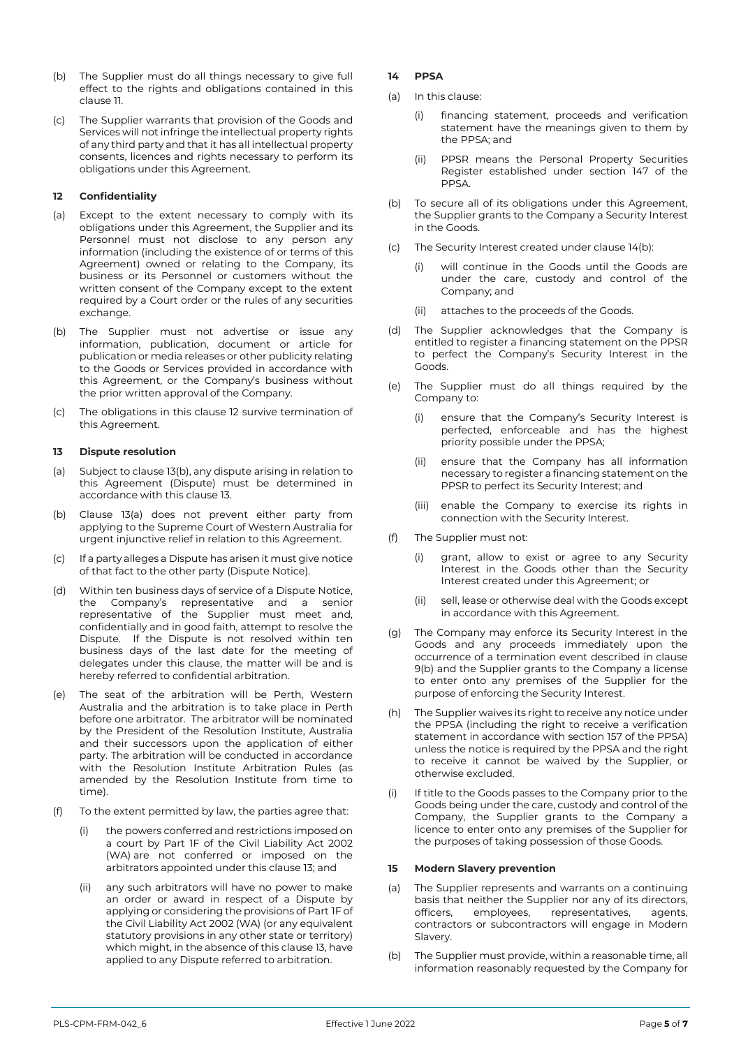(b) The Supplier must do all things necessary to give full effect to the rights and obligations contained in this clause 11.

(c) The Supplier warrants that provision of the Goods and Services will not infringe the intellectual property rights of any third party and that it has all intellectual property consents, licences and rights necessary to perform its obligations under this Agreement.

**12 Confidentiality**

(a) Except to the extent necessary to comply with its obligations under this Agreement, the Supplier and its Personnel must not disclose to any person any information (including the existence of or terms of this Agreement) owned or relating to the Company, its business or its Personnel or customers without the written consent of the Company except to the extent required by a Court order or the rules of any securities exchange.

(b) The Supplier must not advertise or issue any information, publication, document or article for publication or media releases or other publicity relating to the Goods or Services provided in accordance with this Agreement, or the Company's business without the prior written approval of the Company.

(c) The obligations in this clause 12 survive termination of this Agreement.

**13 Dispute resolution**

(a) Subject to clause 13(b), any dispute arising in relation to this Agreement (Dispute) must be determined in accordance with this clause 13.

(b) Clause 13(a) does not prevent either party from applying to the Supreme Court of Western Australia for urgent injunctive relief in relation to this Agreement.

(c) If a party alleges a Dispute has arisen it must give notice of that fact to the other party (Dispute Notice).

(d) Within ten business days of service of a Dispute Notice, the Company's representative and a senior representative of the Supplier must meet and, confidentially and in good faith, attempt to resolve the Dispute. If the Dispute is not resolved within ten business days of the last date for the meeting of delegates under this clause, the matter will be and is hereby referred to confidential arbitration.

(e) The seat of the arbitration will be Perth, Western Australia and the arbitration is to take place in Perth before one arbitrator. The arbitrator will be nominated by the President of the Resolution Institute, Australia and their successors upon the application of either party. The arbitration will be conducted in accordance with the Resolution Institute Arbitration Rules (as amended by the Resolution Institute from time to time).

(f) To the extent permitted by law, the parties agree that:

   (i) the powers conferred and restrictions imposed on a court by Part 1F of the Civil Liability Act 2002 (WA) are not conferred or imposed on the arbitrators appointed under this clause 13; and

   (ii) any such arbitrators will have no power to make an order or award in respect of a Dispute by applying or considering the provisions of Part 1F of the Civil Liability Act 2002 (WA) (or any equivalent statutory provisions in any other state or territory) which might, in the absence of this clause 13, have applied to any Dispute referred to arbitration.

**14 PPSA**

(a) In this clause:

   (i) financing statement, proceeds and verification statement have the meanings given to them by the PPSA; and

   (ii) PPSR means the Personal Property Securities Register established under section 147 of the PPSA.

(b) To secure all of its obligations under this Agreement, the Supplier grants to the Company a Security Interest in the Goods.

(c) The Security Interest created under clause 14(b):

   (i) will continue in the Goods until the Goods are under the care, custody and control of the Company; and

   (ii) attaches to the proceeds of the Goods.

(d) The Supplier acknowledges that the Company is entitled to register a financing statement on the PPSR to perfect the Company's Security Interest in the Goods.

(e) The Supplier must do all things required by the Company to:

   (i) ensure that the Company's Security Interest is perfected, enforceable and has the highest priority possible under the PPSA;

   (ii) ensure that the Company has all information necessary to register a financing statement on the PPSR to perfect its Security Interest; and

   (iii) enable the Company to exercise its rights in connection with the Security Interest.

(f) The Supplier must not:

   (i) grant, allow to exist or agree to any Security Interest in the Goods other than the Security Interest created under this Agreement; or

   (ii) sell, lease or otherwise deal with the Goods except in accordance with this Agreement.

(g) The Company may enforce its Security Interest in the Goods and any proceeds immediately upon the occurrence of a termination event described in clause 9(b) and the Supplier grants to the Company a license to enter onto any premises of the Supplier for the purpose of enforcing the Security Interest.

(h) The Supplier waives its right to receive any notice under the PPSA (including the right to receive a verification statement in accordance with section 157 of the PPSA) unless the notice is required by the PPSA and the right to receive it cannot be waived by the Supplier, or otherwise excluded.

(i) If title to the Goods passes to the Company prior to the Goods being under the care, custody and control of the Company, the Supplier grants to the Company a licence to enter onto any premises of the Supplier for the purposes of taking possession of those Goods.

**15 Modern Slavery prevention**

(a) The Supplier represents and warrants on a continuing basis that neither the Supplier nor any of its directors, officers, employees, representatives, agents, contractors or subcontractors will engage in Modern Slavery.

(b) The Supplier must provide, within a reasonable time, all information reasonably requested by the Company for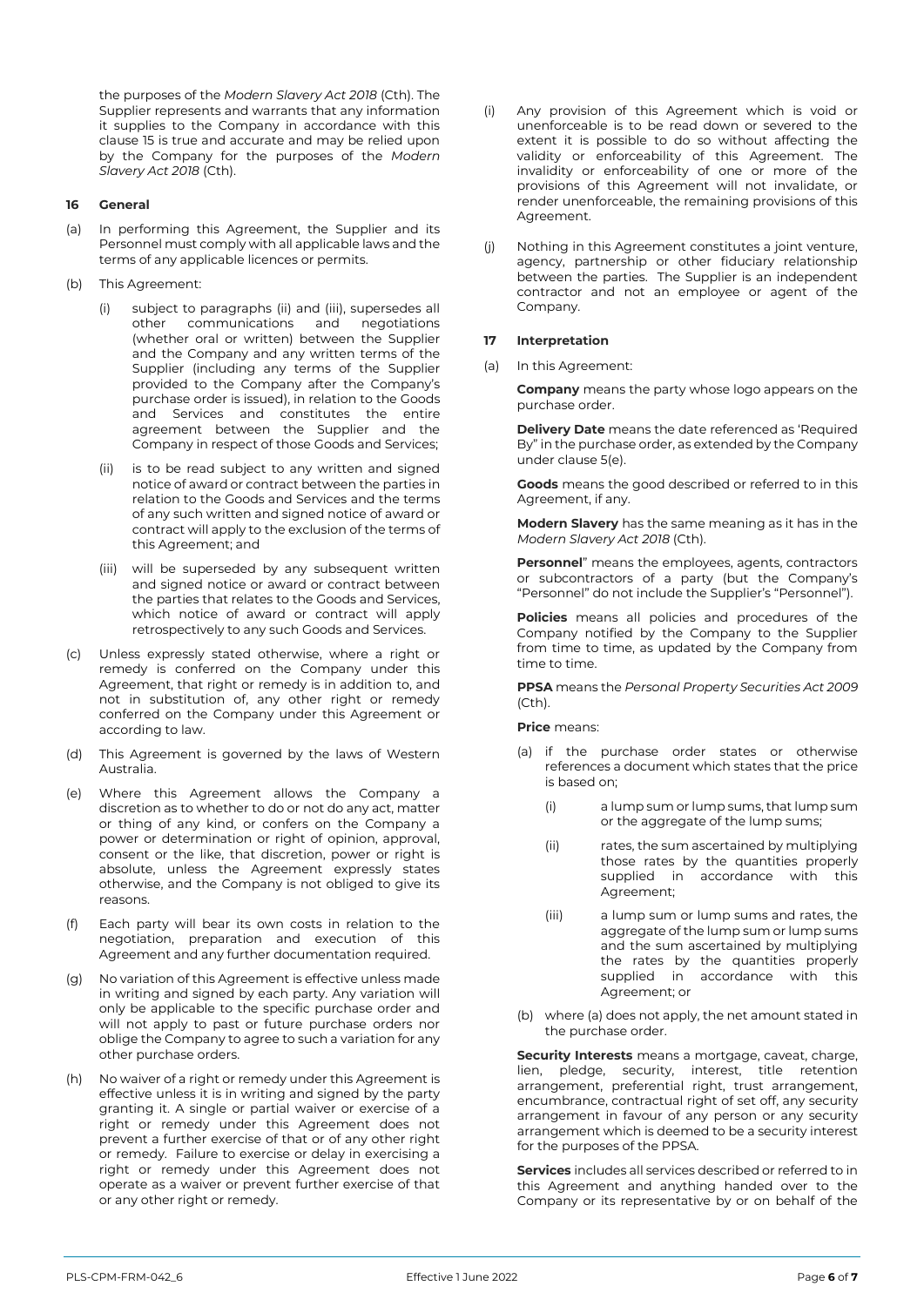the purposes of the *Modern Slavery Act 2018* (Cth). The Supplier represents and warrants that any information it supplies to the Company in accordance with this clause 15 is true and accurate and may be relied upon by the Company for the purposes of the *Modern Slavery Act 2018* (Cth).

### 16 General

(a) In performing this Agreement, the Supplier and its Personnel must comply with all applicable laws and the terms of any applicable licences or permits.

(b) This Agreement:

(i) subject to paragraphs (ii) and (iii), supersedes all other communications and negotiations (whether oral or written) between the Supplier and the Company and any written terms of the Supplier (including any terms of the Supplier provided to the Company after the Company's purchase order is issued), in relation to the Goods and Services and constitutes the entire agreement between the Supplier and the Company in respect of those Goods and Services;

(ii) is to be read subject to any written and signed notice of award or contract between the parties in relation to the Goods and Services and the terms of any such written and signed notice of award or contract will apply to the exclusion of the terms of this Agreement; and

(iii) will be superseded by any subsequent written and signed notice or award or contract between the parties that relates to the Goods and Services, which notice of award or contract will apply retrospectively to any such Goods and Services.

(c) Unless expressly stated otherwise, where a right or remedy is conferred on the Company under this Agreement, that right or remedy is in addition to, and not in substitution of, any other right or remedy conferred on the Company under this Agreement or according to law.

(d) This Agreement is governed by the laws of Western Australia.

(e) Where this Agreement allows the Company a discretion as to whether to do or not do any act, matter or thing of any kind, or confers on the Company a power or determination or right of opinion, approval, consent or the like, that discretion, power or right is absolute, unless the Agreement expressly states otherwise, and the Company is not obliged to give its reasons.

(f) Each party will bear its own costs in relation to the negotiation, preparation and execution of this Agreement and any further documentation required.

(g) No variation of this Agreement is effective unless made in writing and signed by each party. Any variation will only be applicable to the specific purchase order and will not apply to past or future purchase orders nor oblige the Company to agree to such a variation for any other purchase orders.

(h) No waiver of a right or remedy under this Agreement is effective unless it is in writing and signed by the party granting it. A single or partial waiver or exercise of a right or remedy under this Agreement does not prevent a further exercise of that or of any other right or remedy. Failure to exercise or delay in exercising a right or remedy under this Agreement does not operate as a waiver or prevent further exercise of that or any other right or remedy.

(i) Any provision of this Agreement which is void or unenforceable is to be read down or severed to the extent it is possible to do so without affecting the validity or enforceability of this Agreement. The invalidity or enforceability of one or more of the provisions of this Agreement will not invalidate, or render unenforceable, the remaining provisions of this Agreement.

(j) Nothing in this Agreement constitutes a joint venture, agency, partnership or other fiduciary relationship between the parties. The Supplier is an independent contractor and not an employee or agent of the Company.

### 17 Interpretation

(a) In this Agreement:

**Company** means the party whose logo appears on the purchase order.

**Delivery Date** means the date referenced as 'Required By" in the purchase order, as extended by the Company under clause 5(e).

**Goods** means the good described or referred to in this Agreement, if any.

**Modern Slavery** has the same meaning as it has in the *Modern Slavery Act 2018* (Cth).

**Personnel**" means the employees, agents, contractors or subcontractors of a party (but the Company's "Personnel" do not include the Supplier's "Personnel").

**Policies** means all policies and procedures of the Company notified by the Company to the Supplier from time to time, as updated by the Company from time to time.

**PPSA** means the *Personal Property Securities Act 2009* (Cth).

**Price** means:

(a) if the purchase order states or otherwise references a document which states that the price is based on;

(i) a lump sum or lump sums, that lump sum or the aggregate of the lump sums;

(ii) rates, the sum ascertained by multiplying those rates by the quantities properly supplied in accordance with this Agreement;

(iii) a lump sum or lump sums and rates, the aggregate of the lump sum or lump sums and the sum ascertained by multiplying the rates by the quantities properly supplied in accordance with this Agreement; or

(b) where (a) does not apply, the net amount stated in the purchase order.

**Security Interests** means a mortgage, caveat, charge, lien, pledge, security, interest, title retention arrangement, preferential right, trust arrangement, encumbrance, contractual right of set off, any security arrangement in favour of any person or any security arrangement which is deemed to be a security interest for the purposes of the PPSA.

**Services** includes all services described or referred to in this Agreement and anything handed over to the Company or its representative by or on behalf of the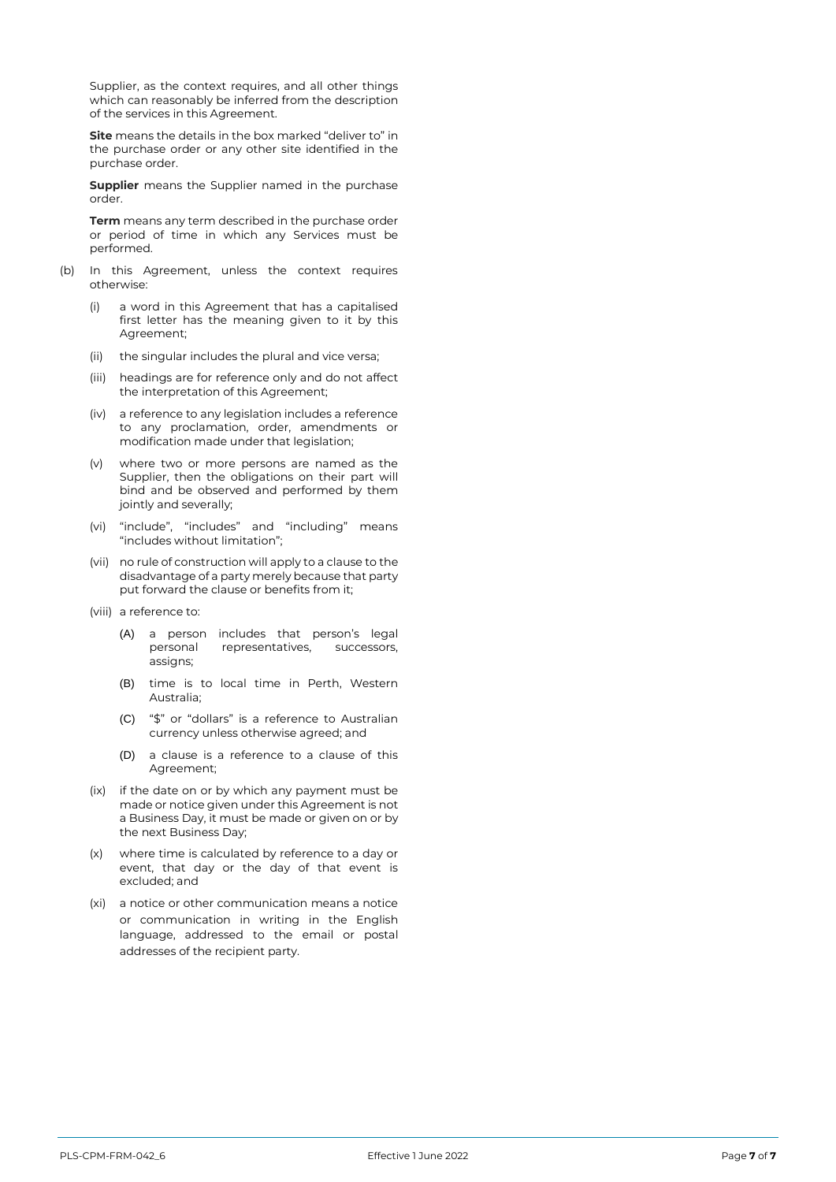Supplier, as the context requires, and all other things which can reasonably be inferred from the description of the services in this Agreement.

**Site** means the details in the box marked "deliver to" in the purchase order or any other site identified in the purchase order.

**Supplier** means the Supplier named in the purchase order.

**Term** means any term described in the purchase order or period of time in which any Services must be performed.

(b) In this Agreement, unless the context requires otherwise:

  (i) a word in this Agreement that has a capitalised first letter has the meaning given to it by this Agreement;

  (ii) the singular includes the plural and vice versa;

  (iii) headings are for reference only and do not affect the interpretation of this Agreement;

  (iv) a reference to any legislation includes a reference to any proclamation, order, amendments or modification made under that legislation;

  (v) where two or more persons are named as the Supplier, then the obligations on their part will bind and be observed and performed by them jointly and severally;

  (vi) "include", "includes" and "including" means "includes without limitation";

  (vii) no rule of construction will apply to a clause to the disadvantage of a party merely because that party put forward the clause or benefits from it;

  (viii) a reference to:

    (A) a person includes that person's legal personal representatives, successors, assigns;

    (B) time is to local time in Perth, Western Australia;

    (C) "$" or "dollars" is a reference to Australian currency unless otherwise agreed; and

    (D) a clause is a reference to a clause of this Agreement;

  (ix) if the date on or by which any payment must be made or notice given under this Agreement is not a Business Day, it must be made or given on or by the next Business Day;

  (x) where time is calculated by reference to a day or event, that day or the day of that event is excluded; and

  (xi) a notice or other communication means a notice or communication in writing in the English language, addressed to the email or postal addresses of the recipient party.